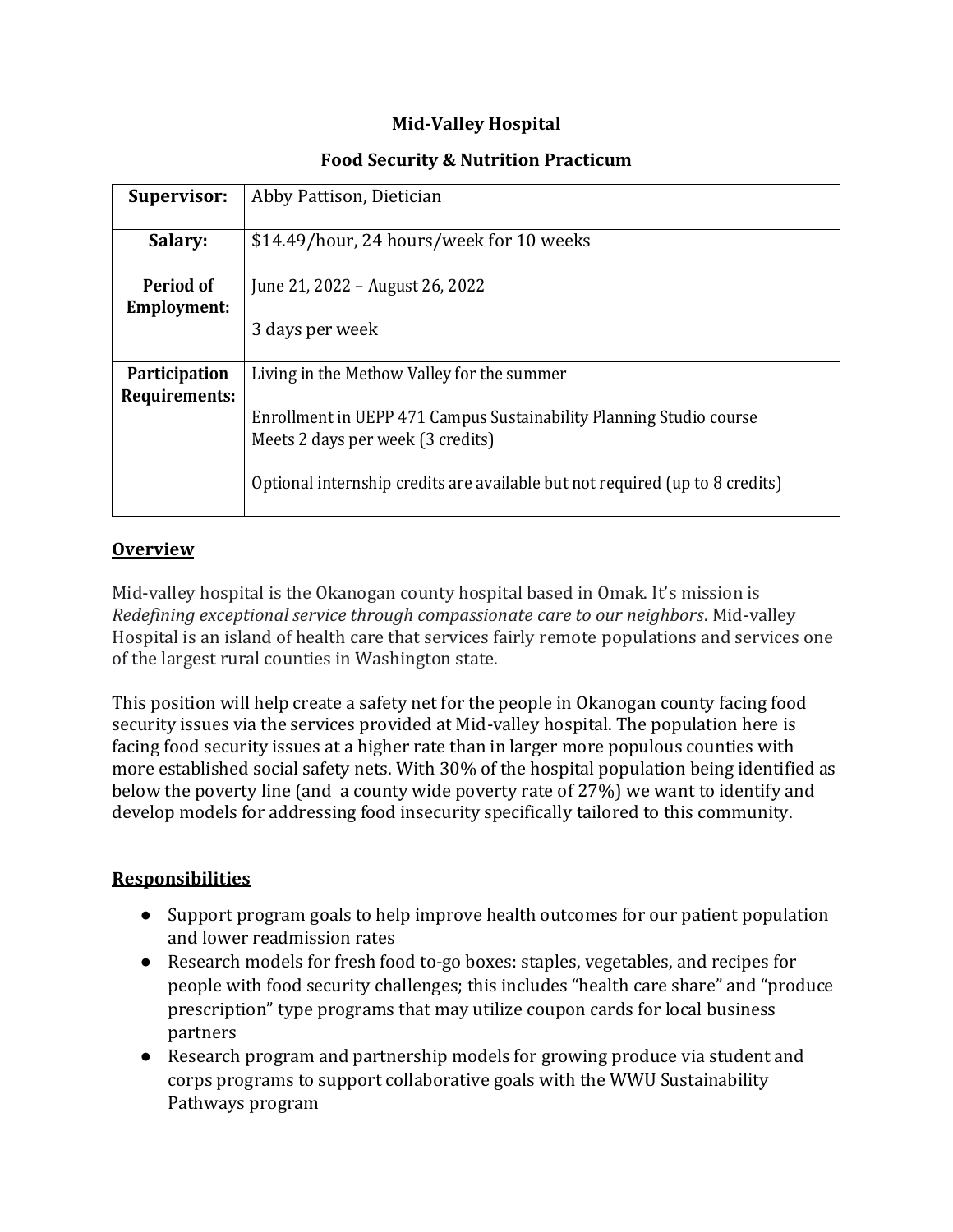# Mid-Valley Hospital

## Food Security & Nutrition Practicum

| **Supervisor:** | Abby Pattison, Dietician |
|---|---|
| **Salary:** | $14.49/hour, 24 hours/week for 10 weeks |
| **Period of Employment:** | June 21, 2022 – August 26, 2022<br><br>3 days per week |
| **Participation Requirements:** | Living in the Methow Valley for the summer<br><br>Enrollment in UEPP 471 Campus Sustainability Planning Studio course Meets 2 days per week (3 credits)<br><br>Optional internship credits are available but not required (up to 8 credits) |

### Overview

Mid-valley hospital is the Okanogan county hospital based in Omak. It's mission is *Redefining exceptional service through compassionate care to our neighbors*. Mid-valley Hospital is an island of health care that services fairly remote populations and services one of the largest rural counties in Washington state.

This position will help create a safety net for the people in Okanogan county facing food security issues via the services provided at Mid-valley hospital. The population here is facing food security issues at a higher rate than in larger more populous counties with more established social safety nets. With 30% of the hospital population being identified as below the poverty line (and a county wide poverty rate of 27%) we want to identify and develop models for addressing food insecurity specifically tailored to this community.

### Responsibilities

- Support program goals to help improve health outcomes for our patient population and lower readmission rates
- Research models for fresh food to-go boxes: staples, vegetables, and recipes for people with food security challenges; this includes "health care share" and "produce prescription" type programs that may utilize coupon cards for local business partners
- Research program and partnership models for growing produce via student and corps programs to support collaborative goals with the WWU Sustainability Pathways program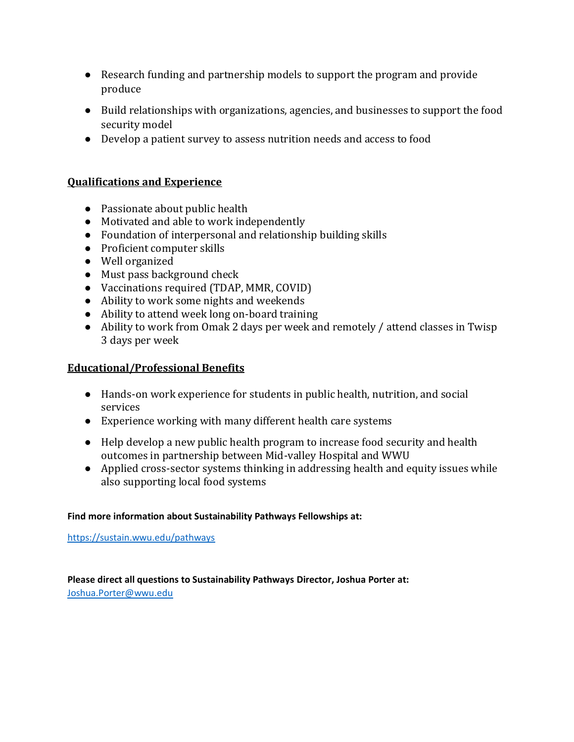- Research funding and partnership models to support the program and provide produce
- Build relationships with organizations, agencies, and businesses to support the food security model
- Develop a patient survey to assess nutrition needs and access to food

## Qualifications and Experience

- Passionate about public health
- Motivated and able to work independently
- Foundation of interpersonal and relationship building skills
- Proficient computer skills
- Well organized
- Must pass background check
- Vaccinations required (TDAP, MMR, COVID)
- Ability to work some nights and weekends
- Ability to attend week long on-board training
- Ability to work from Omak 2 days per week and remotely / attend classes in Twisp 3 days per week

## Educational/Professional Benefits

- Hands-on work experience for students in public health, nutrition, and social services
- Experience working with many different health care systems
- Help develop a new public health program to increase food security and health outcomes in partnership between Mid-valley Hospital and WWU
- Applied cross-sector systems thinking in addressing health and equity issues while also supporting local food systems

**Find more information about Sustainability Pathways Fellowships at:**

https://sustain.wwu.edu/pathways

**Please direct all questions to Sustainability Pathways Director, Joshua Porter at:**
Joshua.Porter@wwu.edu